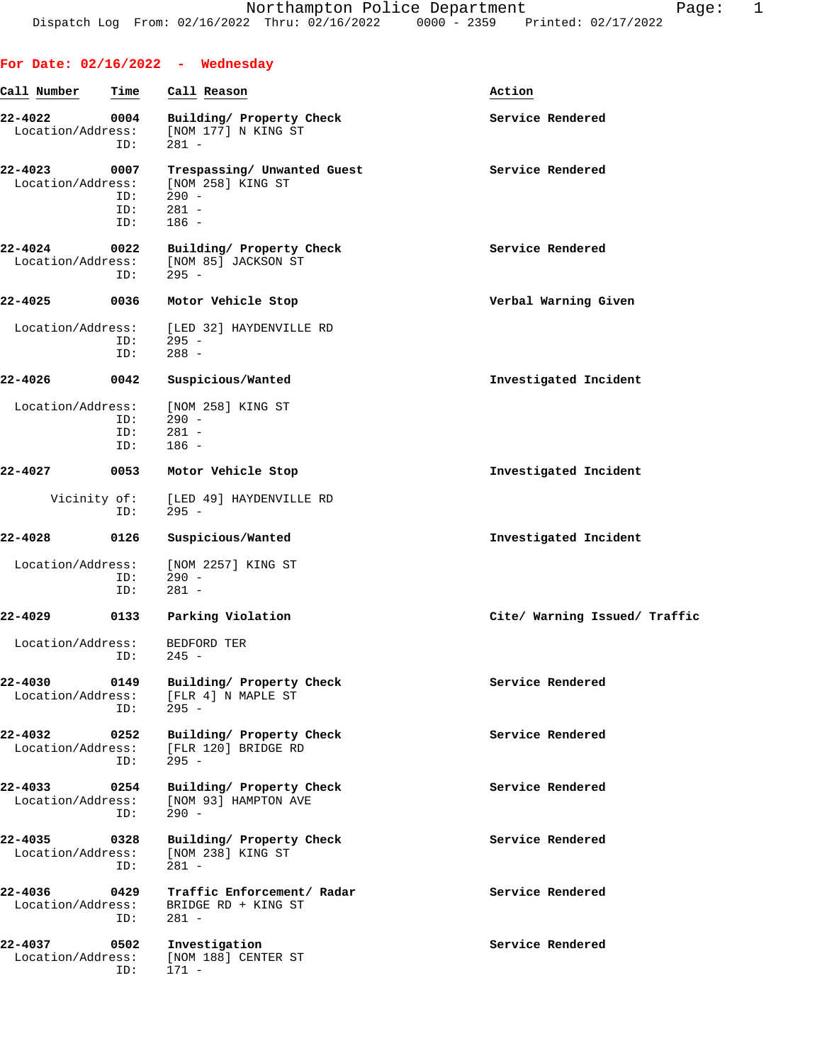# Northampton Police Department

Dispatch Log From: 02/16/2022 Thru: 02/16/2022 0000 - 2359 Printed: 02/17/2022

## For Date: 02/16/2022 - Wednesday

| Call Number | Time | Call Reason | Action |
|---|---|---|---|
| 22-4022 | 0004 | Building/ Property Check | Service Rendered |
| Location/Address: | | [NOM 177] N KING ST | |
| ID: | | 281 - | |
| 22-4023 | 0007 | Trespassing/ Unwanted Guest | Service Rendered |
| Location/Address: | | [NOM 258] KING ST | |
| ID: | | 290 - | |
| ID: | | 281 - | |
| ID: | | 186 - | |
| 22-4024 | 0022 | Building/ Property Check | Service Rendered |
| Location/Address: | | [NOM 85] JACKSON ST | |
| ID: | | 295 - | |
| 22-4025 | 0036 | Motor Vehicle Stop | Verbal Warning Given |
| Location/Address: | | [LED 32] HAYDENVILLE RD | |
| ID: | | 295 - | |
| ID: | | 288 - | |
| 22-4026 | 0042 | Suspicious/Wanted | Investigated Incident |
| Location/Address: | | [NOM 258] KING ST | |
| ID: | | 290 - | |
| ID: | | 281 - | |
| ID: | | 186 - | |
| 22-4027 | 0053 | Motor Vehicle Stop | Investigated Incident |
| Vicinity of: | | [LED 49] HAYDENVILLE RD | |
| ID: | | 295 - | |
| 22-4028 | 0126 | Suspicious/Wanted | Investigated Incident |
| Location/Address: | | [NOM 2257] KING ST | |
| ID: | | 290 - | |
| ID: | | 281 - | |
| 22-4029 | 0133 | Parking Violation | Cite/ Warning Issued/ Traffic |
| Location/Address: | | BEDFORD TER | |
| ID: | | 245 - | |
| 22-4030 | 0149 | Building/ Property Check | Service Rendered |
| Location/Address: | | [FLR 4] N MAPLE ST | |
| ID: | | 295 - | |
| 22-4032 | 0252 | Building/ Property Check | Service Rendered |
| Location/Address: | | [FLR 120] BRIDGE RD | |
| ID: | | 295 - | |
| 22-4033 | 0254 | Building/ Property Check | Service Rendered |
| Location/Address: | | [NOM 93] HAMPTON AVE | |
| ID: | | 290 - | |
| 22-4035 | 0328 | Building/ Property Check | Service Rendered |
| Location/Address: | | [NOM 238] KING ST | |
| ID: | | 281 - | |
| 22-4036 | 0429 | Traffic Enforcement/ Radar | Service Rendered |
| Location/Address: | | BRIDGE RD + KING ST | |
| ID: | | 281 - | |
| 22-4037 | 0502 | Investigation | Service Rendered |
| Location/Address: | | [NOM 188] CENTER ST | |
| ID: | | 171 - | |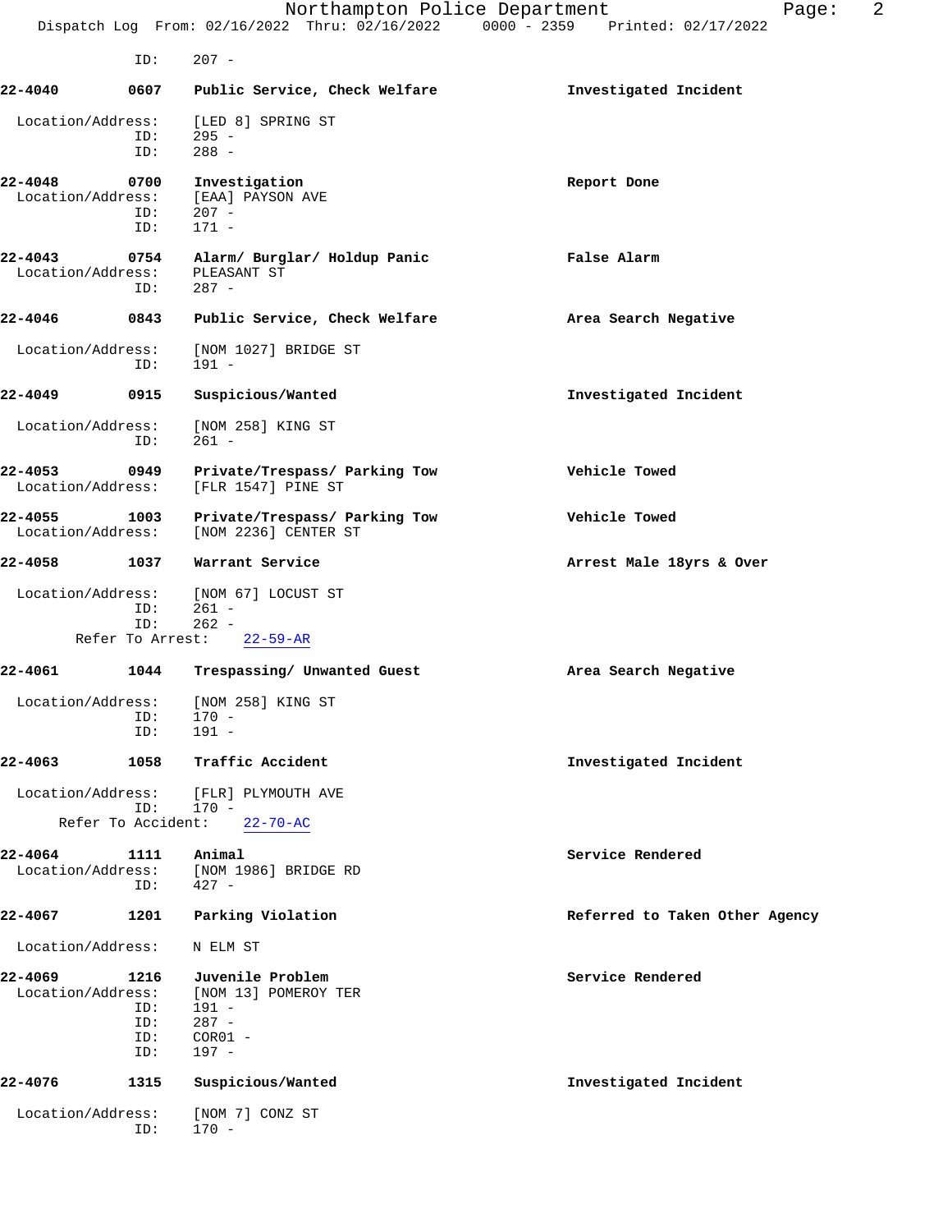ID: 207 -

**22-4040** 0607 **Public Service, Check Welfare** **Investigated Incident**

Location/Address: [LED 8] SPRING ST
ID: 295 -
ID: 288 -

**22-4048** 0700 **Investigation** **Report Done**
Location/Address: [EAA] PAYSON AVE
ID: 207 -
ID: 171 -

**22-4043** 0754 **Alarm/ Burglar/ Holdup Panic** **False Alarm**
Location/Address: PLEASANT ST
ID: 287 -

**22-4046** 0843 **Public Service, Check Welfare** **Area Search Negative**

Location/Address: [NOM 1027] BRIDGE ST
ID: 191 -

**22-4049** 0915 **Suspicious/Wanted** **Investigated Incident**

Location/Address: [NOM 258] KING ST
ID: 261 -

**22-4053** 0949 **Private/Trespass/ Parking Tow** **Vehicle Towed**
Location/Address: [FLR 1547] PINE ST

**22-4055** 1003 **Private/Trespass/ Parking Tow** **Vehicle Towed**
Location/Address: [NOM 2236] CENTER ST

**22-4058** 1037 **Warrant Service** **Arrest Male 18yrs & Over**

Location/Address: [NOM 67] LOCUST ST
ID: 261 -
ID: 262 -
Refer To Arrest: 22-59-AR

**22-4061** 1044 **Trespassing/ Unwanted Guest** **Area Search Negative**

Location/Address: [NOM 258] KING ST
ID: 170 -
ID: 191 -

**22-4063** 1058 **Traffic Accident** **Investigated Incident**

Location/Address: [FLR] PLYMOUTH AVE
ID: 170 -
Refer To Accident: 22-70-AC

**22-4064** 1111 **Animal** **Service Rendered**
Location/Address: [NOM 1986] BRIDGE RD
ID: 427 -

**22-4067** 1201 **Parking Violation** **Referred to Taken Other Agency**

Location/Address: N ELM ST

**22-4069** 1216 **Juvenile Problem** **Service Rendered**
Location/Address: [NOM 13] POMEROY TER
ID: 191 -
ID: 287 -
ID: COR01 -
ID: 197 -

**22-4076** 1315 **Suspicious/Wanted** **Investigated Incident**

Location/Address: [NOM 7] CONZ ST
ID: 170 -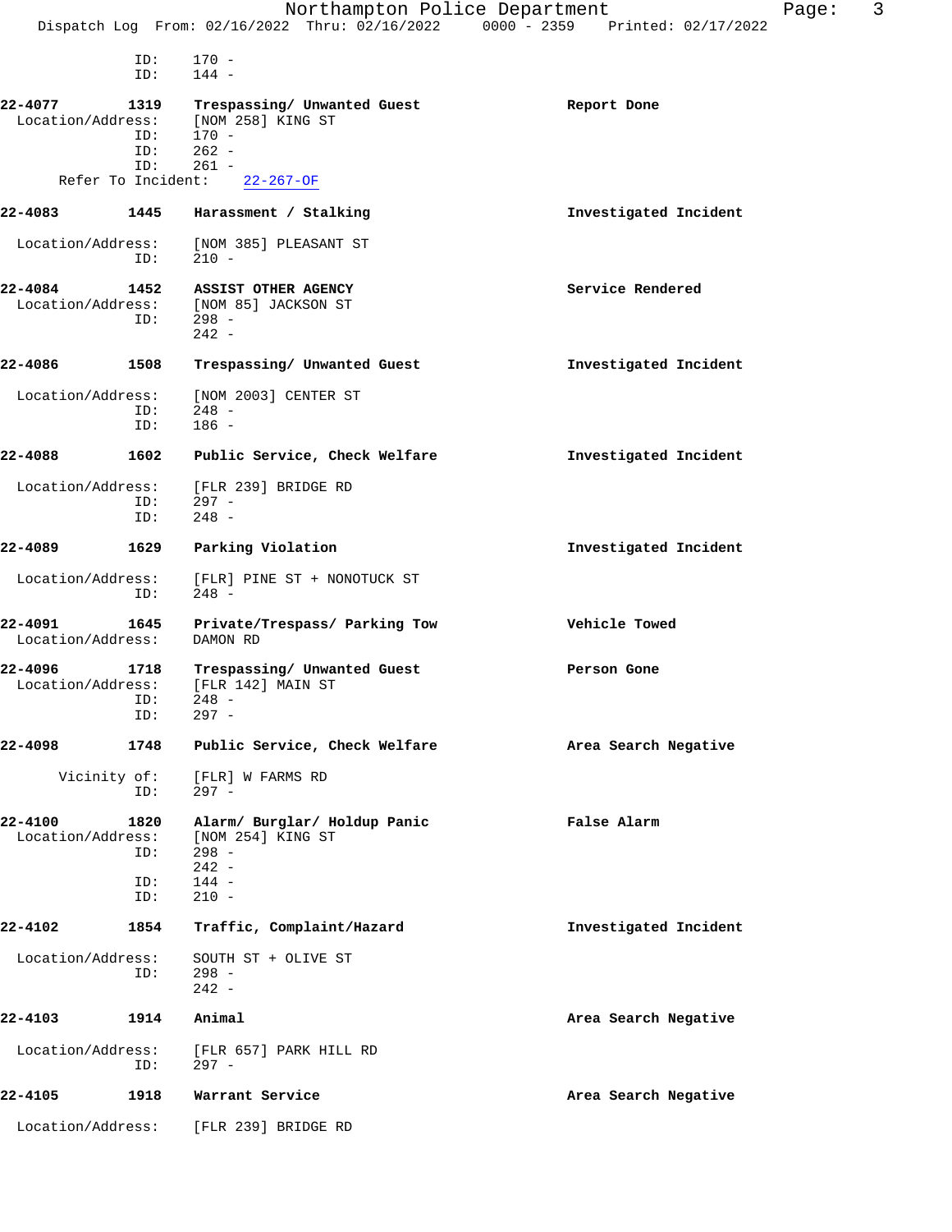```
              ID:     170 -
              ID:     144 -

22-4077        1319    Trespassing/ Unwanted Guest                 Report Done
  Location/Address:    [NOM 258] KING ST
              ID:     170 -
              ID:     262 -
              ID:     261 -
      Refer To Incident:    22-267-OF

22-4083        1445    Harassment / Stalking                       Investigated Incident

  Location/Address:    [NOM 385] PLEASANT ST
              ID:     210 -

22-4084        1452    ASSIST OTHER AGENCY                         Service Rendered
  Location/Address:    [NOM 85] JACKSON ST
              ID:     298 -
                      242 -

22-4086        1508    Trespassing/ Unwanted Guest                 Investigated Incident

  Location/Address:    [NOM 2003] CENTER ST
              ID:     248 -
              ID:     186 -

22-4088        1602    Public Service, Check Welfare               Investigated Incident

  Location/Address:    [FLR 239] BRIDGE RD
              ID:     297 -
              ID:     248 -

22-4089        1629    Parking Violation                           Investigated Incident

  Location/Address:    [FLR] PINE ST + NONOTUCK ST
              ID:     248 -

22-4091        1645    Private/Trespass/ Parking Tow               Vehicle Towed
  Location/Address:    DAMON RD

22-4096        1718    Trespassing/ Unwanted Guest                 Person Gone
  Location/Address:    [FLR 142] MAIN ST
              ID:     248 -
              ID:     297 -

22-4098        1748    Public Service, Check Welfare               Area Search Negative

       Vicinity of:    [FLR] W FARMS RD
              ID:     297 -

22-4100        1820    Alarm/ Burglar/ Holdup Panic                False Alarm
  Location/Address:    [NOM 254] KING ST
              ID:     298 -
                      242 -
              ID:     144 -
              ID:     210 -

22-4102        1854    Traffic, Complaint/Hazard                   Investigated Incident

  Location/Address:    SOUTH ST + OLIVE ST
              ID:     298 -
                      242 -

22-4103        1914    Animal                                      Area Search Negative

  Location/Address:    [FLR 657] PARK HILL RD
              ID:     297 -

22-4105        1918    Warrant Service                             Area Search Negative

  Location/Address:    [FLR 239] BRIDGE RD
```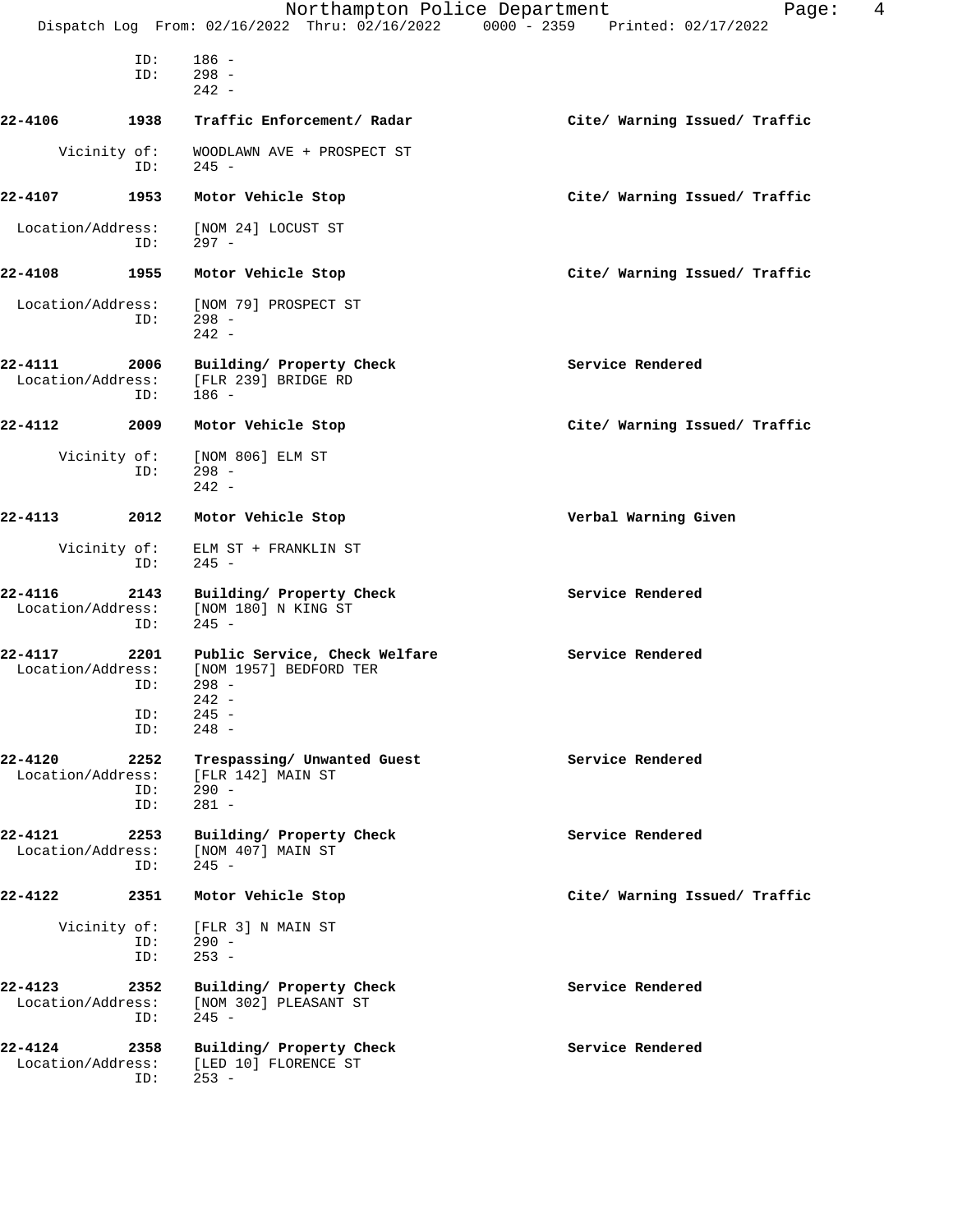```
             ID:    186 -
             ID:    298 -
                    242 -

22-4106       1938   Traffic Enforcement/ Radar              Cite/ Warning Issued/ Traffic

      Vicinity of:   WOODLAWN AVE + PROSPECT ST
             ID:    245 -

22-4107       1953   Motor Vehicle Stop                      Cite/ Warning Issued/ Traffic

 Location/Address:   [NOM 24] LOCUST ST
             ID:    297 -

22-4108       1955   Motor Vehicle Stop                      Cite/ Warning Issued/ Traffic

 Location/Address:   [NOM 79] PROSPECT ST
             ID:    298 -
                    242 -

22-4111       2006   Building/ Property Check                Service Rendered
 Location/Address:   [FLR 239] BRIDGE RD
             ID:    186 -

22-4112       2009   Motor Vehicle Stop                      Cite/ Warning Issued/ Traffic

      Vicinity of:   [NOM 806] ELM ST
             ID:    298 -
                    242 -

22-4113       2012   Motor Vehicle Stop                      Verbal Warning Given

      Vicinity of:   ELM ST + FRANKLIN ST
             ID:    245 -

22-4116       2143   Building/ Property Check                Service Rendered
 Location/Address:   [NOM 180] N KING ST
             ID:    245 -

22-4117       2201   Public Service, Check Welfare           Service Rendered
 Location/Address:   [NOM 1957] BEDFORD TER
             ID:    298 -
                    242 -
             ID:    245 -
             ID:    248 -

22-4120       2252   Trespassing/ Unwanted Guest             Service Rendered
 Location/Address:   [FLR 142] MAIN ST
             ID:    290 -
             ID:    281 -

22-4121       2253   Building/ Property Check                Service Rendered
 Location/Address:   [NOM 407] MAIN ST
             ID:    245 -

22-4122       2351   Motor Vehicle Stop                      Cite/ Warning Issued/ Traffic

      Vicinity of:   [FLR 3] N MAIN ST
             ID:    290 -
             ID:    253 -

22-4123       2352   Building/ Property Check                Service Rendered
 Location/Address:   [NOM 302] PLEASANT ST
             ID:    245 -

22-4124       2358   Building/ Property Check                Service Rendered
 Location/Address:   [LED 10] FLORENCE ST
             ID:    253 -
```